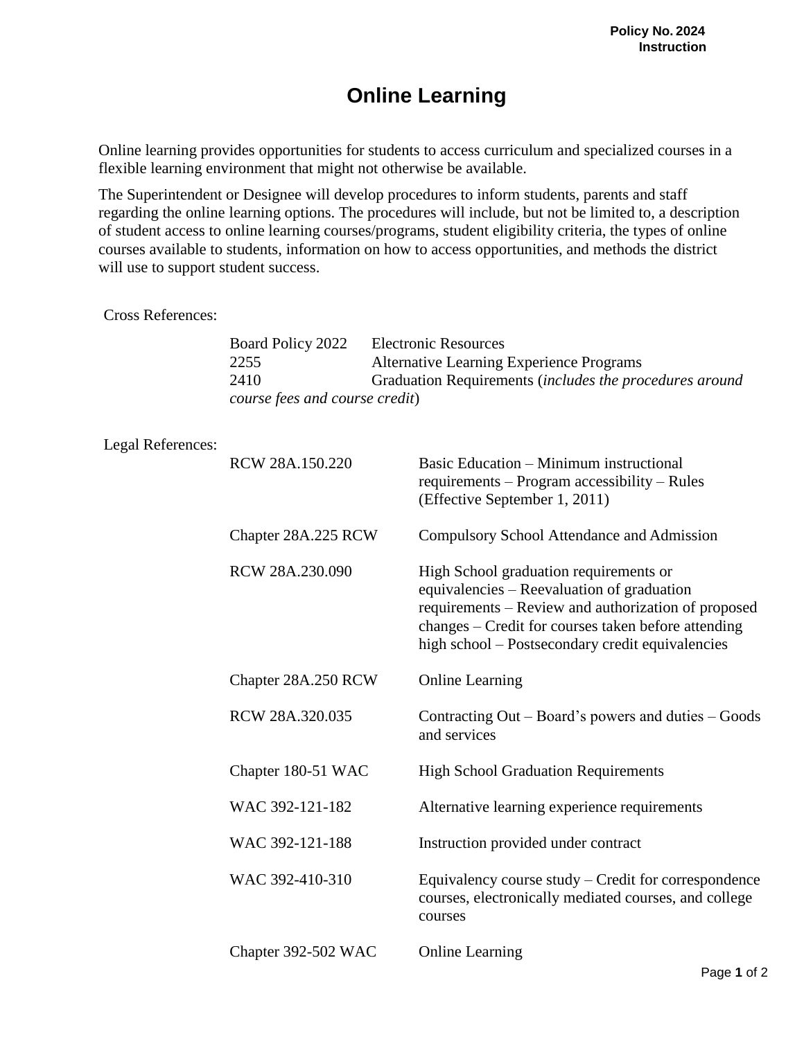**Policy No. 2024**
**Instruction**

# Online Learning

Online learning provides opportunities for students to access curriculum and specialized courses in a flexible learning environment that might not otherwise be available.

The Superintendent or Designee will develop procedures to inform students, parents and staff regarding the online learning options. The procedures will include, but not be limited to, a description of student access to online learning courses/programs, student eligibility criteria, the types of online courses available to students, information on how to access opportunities, and methods the district will use to support student success.

Cross References:

| | |
|---|---|
| Board Policy 2022 | Electronic Resources |
| 2255 | Alternative Learning Experience Programs |
| 2410 | Graduation Requirements (*includes the procedures around course fees and course credit*) |

Legal References:

| | |
|---|---|
| RCW 28A.150.220 | Basic Education – Minimum instructional requirements – Program accessibility – Rules (Effective September 1, 2011) |
| Chapter 28A.225 RCW | Compulsory School Attendance and Admission |
| RCW 28A.230.090 | High School graduation requirements or equivalencies – Reevaluation of graduation requirements – Review and authorization of proposed changes – Credit for courses taken before attending high school – Postsecondary credit equivalencies |
| Chapter 28A.250 RCW | Online Learning |
| RCW 28A.320.035 | Contracting Out – Board's powers and duties – Goods and services |
| Chapter 180-51 WAC | High School Graduation Requirements |
| WAC 392-121-182 | Alternative learning experience requirements |
| WAC 392-121-188 | Instruction provided under contract |
| WAC 392-410-310 | Equivalency course study – Credit for correspondence courses, electronically mediated courses, and college courses |
| Chapter 392-502 WAC | Online Learning |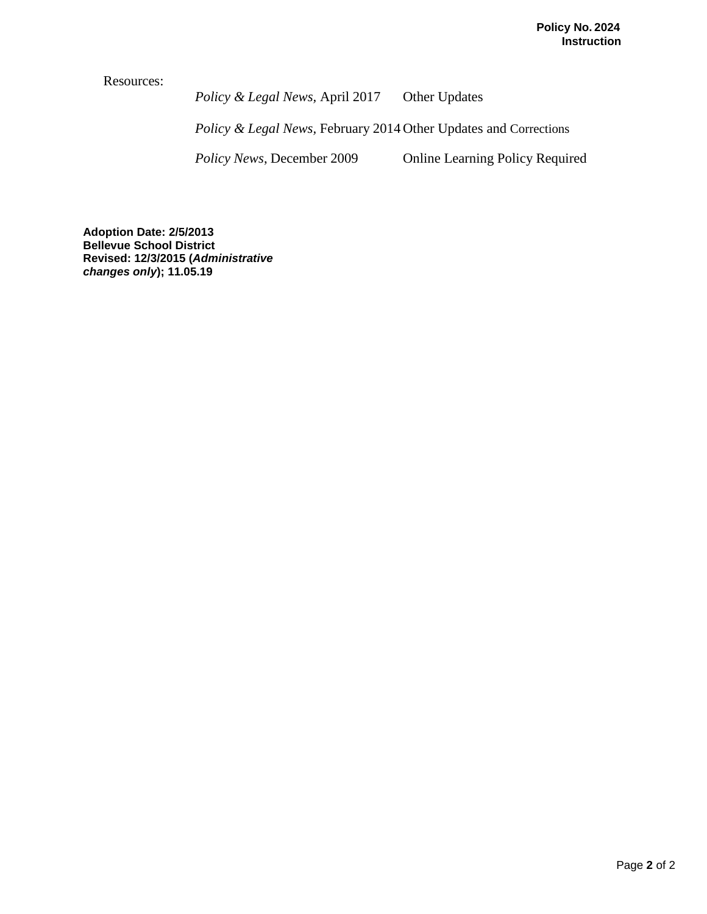Resources:

| | |
|---|---|
| *Policy & Legal News*, April 2017 | Other Updates |
| *Policy & Legal News*, February 2014 | Other Updates and Corrections |
| *Policy News*, December 2009 | Online Learning Policy Required |

**Adoption Date: 2/5/2013**
**Bellevue School District**
**Revised: 12/3/2015 (*Administrative changes only*); 11.05.19**